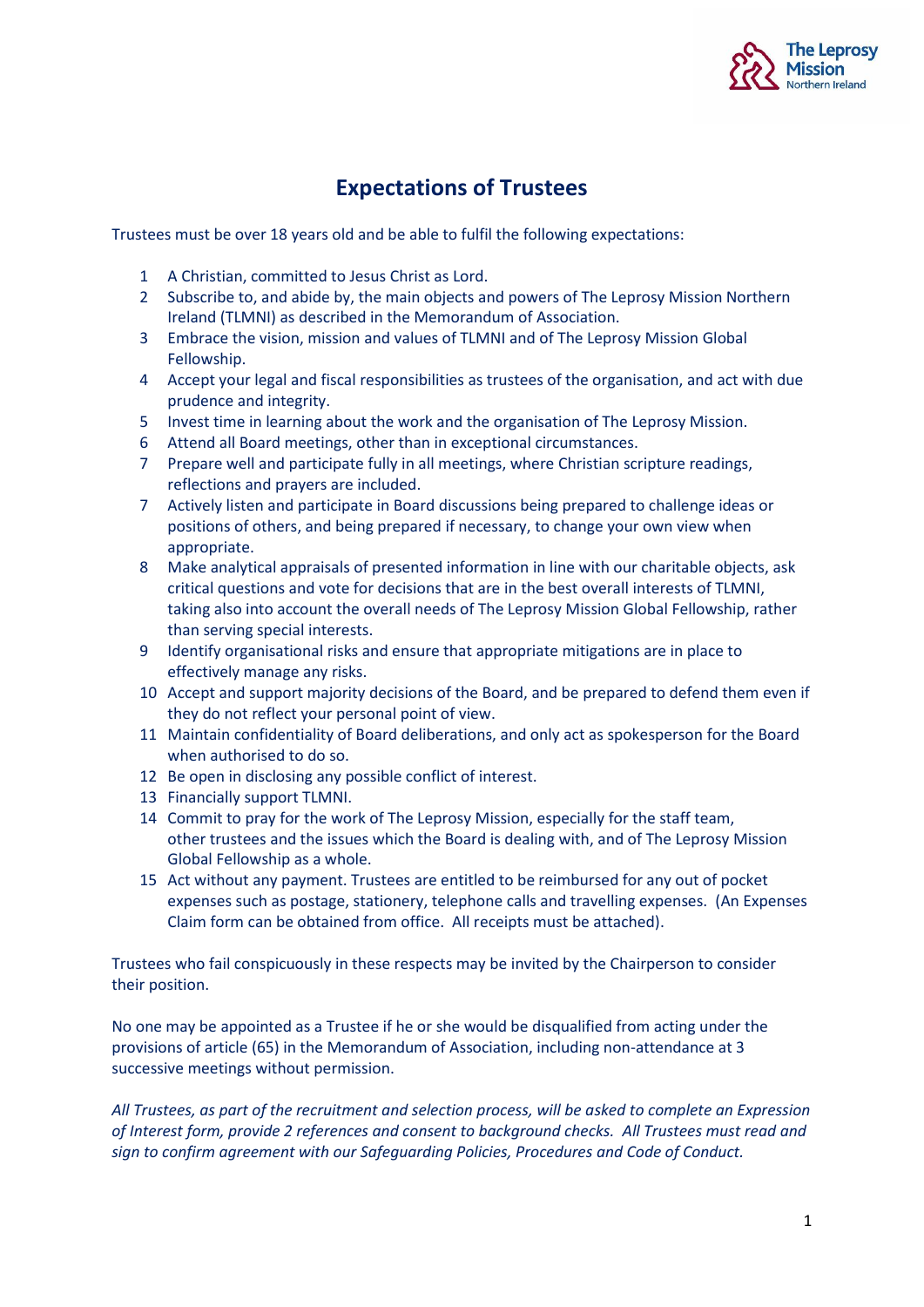# Expectations of Trustees

Trustees must be over 18 years old and be able to fulfil the following expectations:

1 A Christian, committed to Jesus Christ as Lord.
2 Subscribe to, and abide by, the main objects and powers of The Leprosy Mission Northern Ireland (TLMNI) as described in the Memorandum of Association.
3 Embrace the vision, mission and values of TLMNI and of The Leprosy Mission Global Fellowship.
4 Accept your legal and fiscal responsibilities as trustees of the organisation, and act with due prudence and integrity.
5 Invest time in learning about the work and the organisation of The Leprosy Mission.
6 Attend all Board meetings, other than in exceptional circumstances.
7 Prepare well and participate fully in all meetings, where Christian scripture readings, reflections and prayers are included.
7 Actively listen and participate in Board discussions being prepared to challenge ideas or positions of others, and being prepared if necessary, to change your own view when appropriate.
8 Make analytical appraisals of presented information in line with our charitable objects, ask critical questions and vote for decisions that are in the best overall interests of TLMNI, taking also into account the overall needs of The Leprosy Mission Global Fellowship, rather than serving special interests.
9 Identify organisational risks and ensure that appropriate mitigations are in place to effectively manage any risks.
10 Accept and support majority decisions of the Board, and be prepared to defend them even if they do not reflect your personal point of view.
11 Maintain confidentiality of Board deliberations, and only act as spokesperson for the Board when authorised to do so.
12 Be open in disclosing any possible conflict of interest.
13 Financially support TLMNI.
14 Commit to pray for the work of The Leprosy Mission, especially for the staff team, other trustees and the issues which the Board is dealing with, and of The Leprosy Mission Global Fellowship as a whole.
15 Act without any payment. Trustees are entitled to be reimbursed for any out of pocket expenses such as postage, stationery, telephone calls and travelling expenses. (An Expenses Claim form can be obtained from office. All receipts must be attached).

Trustees who fail conspicuously in these respects may be invited by the Chairperson to consider their position.

No one may be appointed as a Trustee if he or she would be disqualified from acting under the provisions of article (65) in the Memorandum of Association, including non-attendance at 3 successive meetings without permission.

*All Trustees, as part of the recruitment and selection process, will be asked to complete an Expression of Interest form, provide 2 references and consent to background checks. All Trustees must read and sign to confirm agreement with our Safeguarding Policies, Procedures and Code of Conduct.*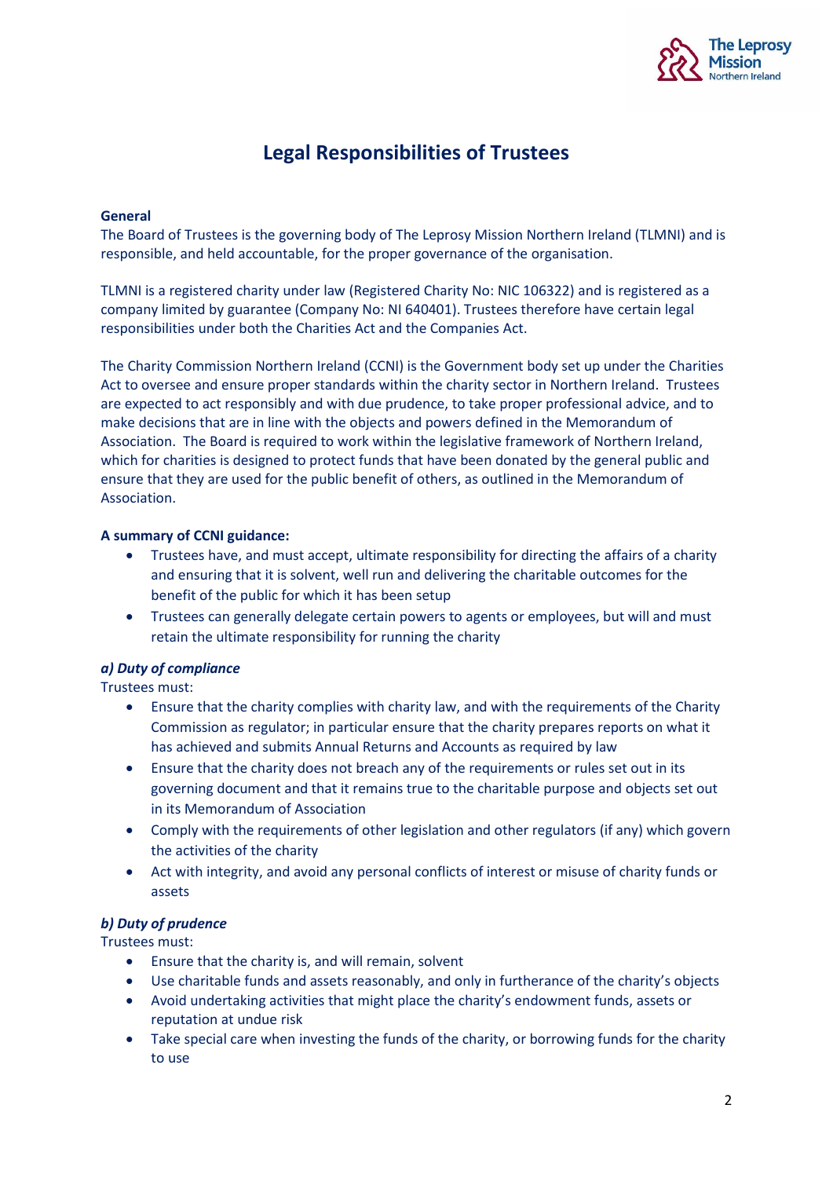# Legal Responsibilities of Trustees

**General**

The Board of Trustees is the governing body of The Leprosy Mission Northern Ireland (TLMNI) and is responsible, and held accountable, for the proper governance of the organisation.

TLMNI is a registered charity under law (Registered Charity No: NIC 106322) and is registered as a company limited by guarantee (Company No: NI 640401). Trustees therefore have certain legal responsibilities under both the Charities Act and the Companies Act.

The Charity Commission Northern Ireland (CCNI) is the Government body set up under the Charities Act to oversee and ensure proper standards within the charity sector in Northern Ireland. Trustees are expected to act responsibly and with due prudence, to take proper professional advice, and to make decisions that are in line with the objects and powers defined in the Memorandum of Association. The Board is required to work within the legislative framework of Northern Ireland, which for charities is designed to protect funds that have been donated by the general public and ensure that they are used for the public benefit of others, as outlined in the Memorandum of Association.

**A summary of CCNI guidance:**

- Trustees have, and must accept, ultimate responsibility for directing the affairs of a charity and ensuring that it is solvent, well run and delivering the charitable outcomes for the benefit of the public for which it has been setup
- Trustees can generally delegate certain powers to agents or employees, but will and must retain the ultimate responsibility for running the charity

***a) Duty of compliance***

Trustees must:

- Ensure that the charity complies with charity law, and with the requirements of the Charity Commission as regulator; in particular ensure that the charity prepares reports on what it has achieved and submits Annual Returns and Accounts as required by law
- Ensure that the charity does not breach any of the requirements or rules set out in its governing document and that it remains true to the charitable purpose and objects set out in its Memorandum of Association
- Comply with the requirements of other legislation and other regulators (if any) which govern the activities of the charity
- Act with integrity, and avoid any personal conflicts of interest or misuse of charity funds or assets

***b) Duty of prudence***

Trustees must:

- Ensure that the charity is, and will remain, solvent
- Use charitable funds and assets reasonably, and only in furtherance of the charity's objects
- Avoid undertaking activities that might place the charity's endowment funds, assets or reputation at undue risk
- Take special care when investing the funds of the charity, or borrowing funds for the charity to use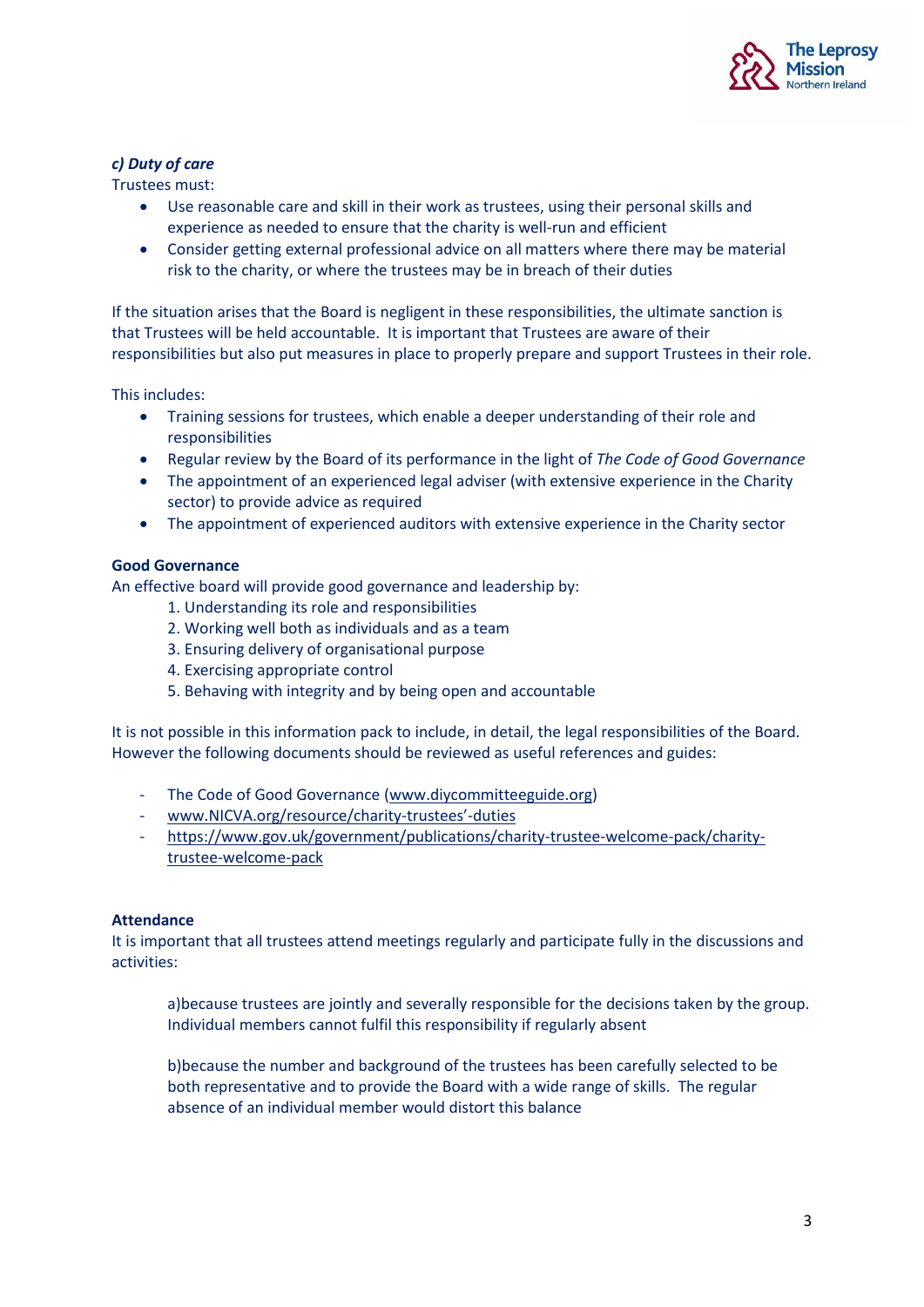***c) Duty of care***

Trustees must:

- Use reasonable care and skill in their work as trustees, using their personal skills and experience as needed to ensure that the charity is well-run and efficient
- Consider getting external professional advice on all matters where there may be material risk to the charity, or where the trustees may be in breach of their duties

If the situation arises that the Board is negligent in these responsibilities, the ultimate sanction is that Trustees will be held accountable. It is important that Trustees are aware of their responsibilities but also put measures in place to properly prepare and support Trustees in their role.

This includes:

- Training sessions for trustees, which enable a deeper understanding of their role and responsibilities
- Regular review by the Board of its performance in the light of *The Code of Good Governance*
- The appointment of an experienced legal adviser (with extensive experience in the Charity sector) to provide advice as required
- The appointment of experienced auditors with extensive experience in the Charity sector

**Good Governance**

An effective board will provide good governance and leadership by:

1. Understanding its role and responsibilities
2. Working well both as individuals and as a team
3. Ensuring delivery of organisational purpose
4. Exercising appropriate control
5. Behaving with integrity and by being open and accountable

It is not possible in this information pack to include, in detail, the legal responsibilities of the Board. However the following documents should be reviewed as useful references and guides:

- The Code of Good Governance (www.diycommitteeguide.org)
- www.NICVA.org/resource/charity-trustees'-duties
- https://www.gov.uk/government/publications/charity-trustee-welcome-pack/charity-trustee-welcome-pack

**Attendance**

It is important that all trustees attend meetings regularly and participate fully in the discussions and activities:

a)because trustees are jointly and severally responsible for the decisions taken by the group. Individual members cannot fulfil this responsibility if regularly absent

b)because the number and background of the trustees has been carefully selected to be both representative and to provide the Board with a wide range of skills. The regular absence of an individual member would distort this balance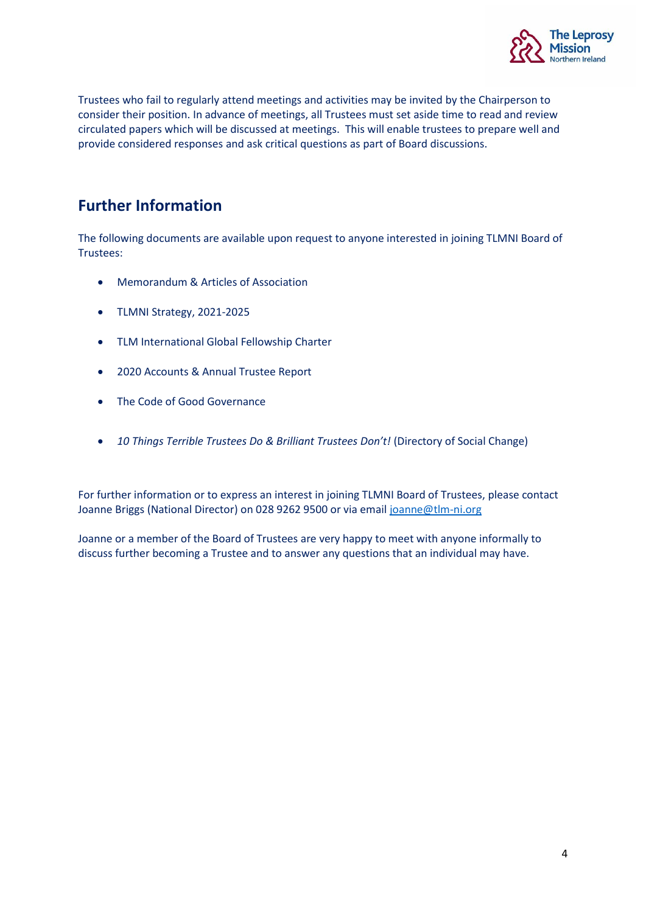Trustees who fail to regularly attend meetings and activities may be invited by the Chairperson to consider their position. In advance of meetings, all Trustees must set aside time to read and review circulated papers which will be discussed at meetings. This will enable trustees to prepare well and provide considered responses and ask critical questions as part of Board discussions.

## Further Information

The following documents are available upon request to anyone interested in joining TLMNI Board of Trustees:

- Memorandum & Articles of Association
- TLMNI Strategy, 2021-2025
- TLM International Global Fellowship Charter
- 2020 Accounts & Annual Trustee Report
- The Code of Good Governance
- *10 Things Terrible Trustees Do & Brilliant Trustees Don't!* (Directory of Social Change)

For further information or to express an interest in joining TLMNI Board of Trustees, please contact Joanne Briggs (National Director) on 028 9262 9500 or via email joanne@tlm-ni.org

Joanne or a member of the Board of Trustees are very happy to meet with anyone informally to discuss further becoming a Trustee and to answer any questions that an individual may have.